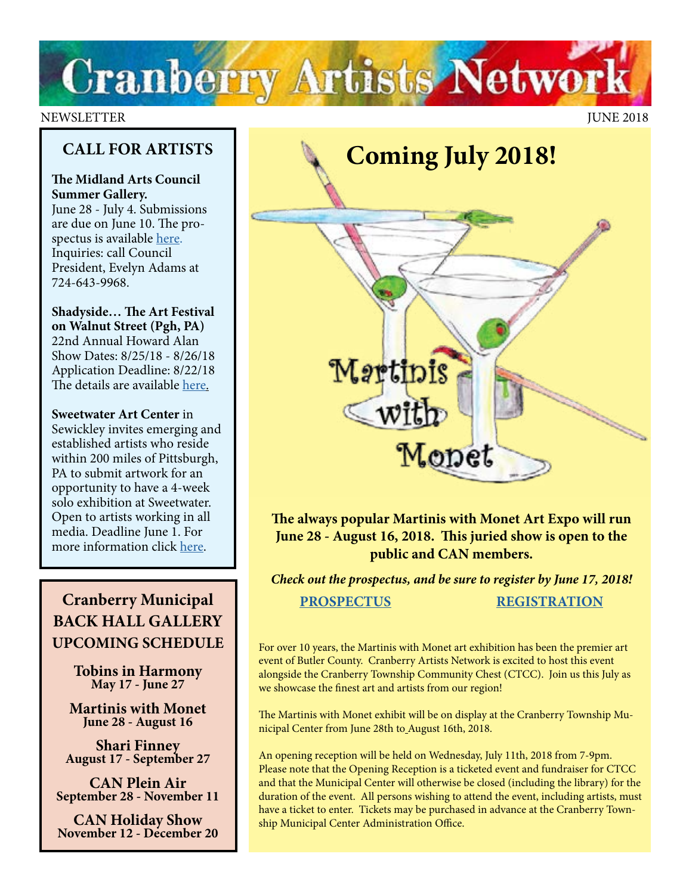# Cranberry Artists Network

NEWSLETTER JUNE 2018

## CALL FOR ARTISTS

**The Midland Arts Council Summer Gallery.**
June 28 - July 4. Submissions are due on June 10. The prospectus is available here. Inquiries: call Council President, Evelyn Adams at 724-643-9968.

**Shadyside… The Art Festival on Walnut Street (Pgh, PA)**
22nd Annual Howard Alan Show Dates: 8/25/18 - 8/26/18 Application Deadline: 8/22/18 The details are available here.

**Sweetwater Art Center** in Sewickley invites emerging and established artists who reside within 200 miles of Pittsburgh, PA to submit artwork for an opportunity to have a 4-week solo exhibition at Sweetwater. Open to artists working in all media. Deadline June 1. For more information click here.

## Cranberry Municipal BACK HALL GALLERY UPCOMING SCHEDULE

**Tobins in Harmony**
**May 17 - June 27**

**Martinis with Monet**
**June 28 - August 16**

**Shari Finney**
**August 17 - September 27**

**CAN Plein Air**
**September 28 - November 11**

**CAN Holiday Show**
**November 12 - December 20**

## Coming July 2018!

Martinis with Monet

**The always popular Martinis with Monet Art Expo will run June 28 - August 16, 2018. This juried show is open to the public and CAN members.**

***Check out the prospectus, and be sure to register by June 17, 2018!***

**PROSPECTUS** **REGISTRATION**

For over 10 years, the Martinis with Monet art exhibition has been the premier art event of Butler County. Cranberry Artists Network is excited to host this event alongside the Cranberry Township Community Chest (CTCC). Join us this July as we showcase the finest art and artists from our region!

The Martinis with Monet exhibit will be on display at the Cranberry Township Municipal Center from June 28th to August 16th, 2018.

An opening reception will be held on Wednesday, July 11th, 2018 from 7-9pm. Please note that the Opening Reception is a ticketed event and fundraiser for CTCC and that the Municipal Center will otherwise be closed (including the library) for the duration of the event. All persons wishing to attend the event, including artists, must have a ticket to enter. Tickets may be purchased in advance at the Cranberry Township Municipal Center Administration Office.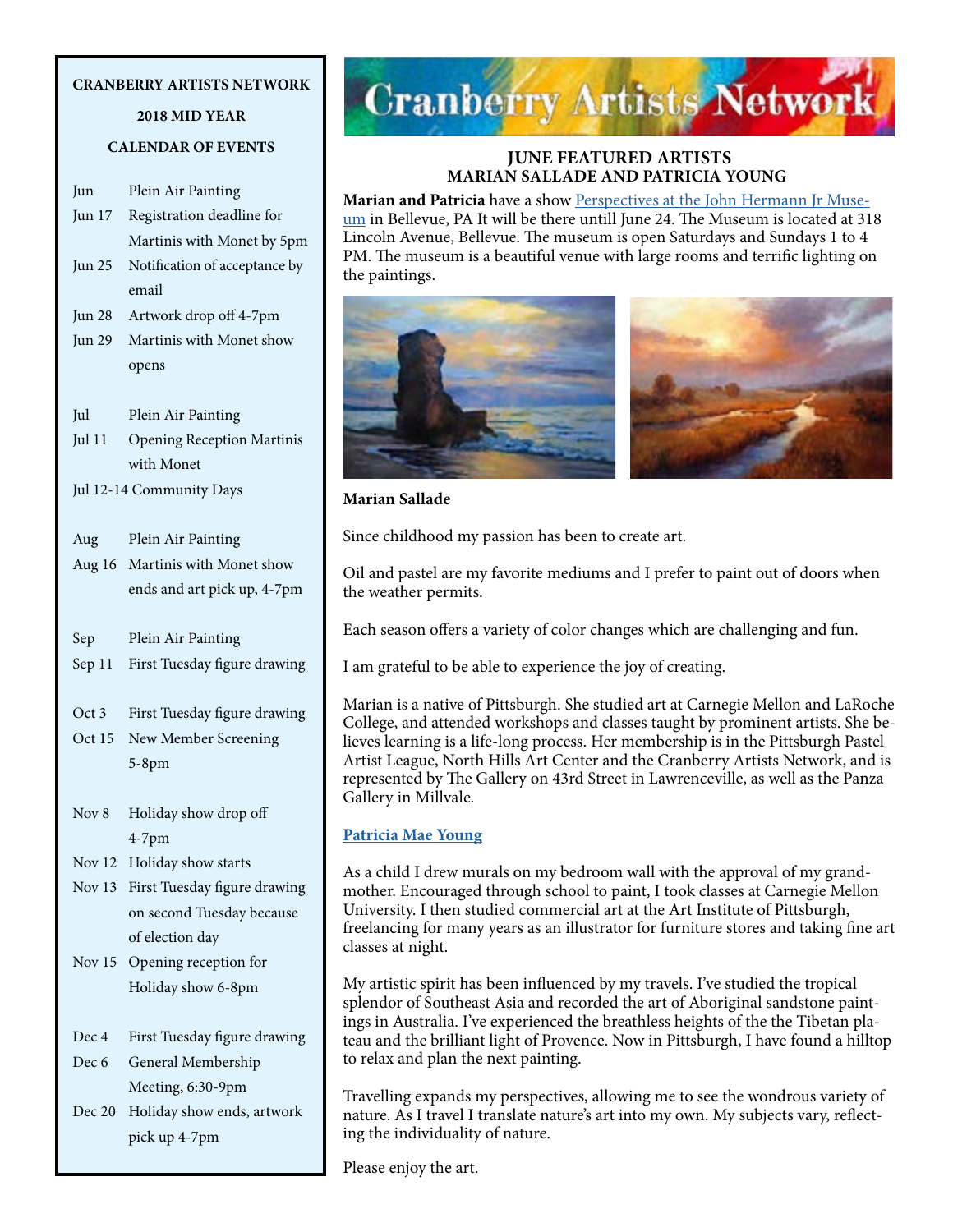# Cranberry Artists Network

## JUNE FEATURED ARTISTS
## MARIAN SALLADE AND PATRICIA YOUNG

**Marian and Patricia** have a show Perspectives at the John Hermann Jr Museum in Bellevue, PA It will be there untill June 24. The Museum is located at 318 Lincoln Avenue, Bellevue. The museum is open Saturdays and Sundays 1 to 4 PM. The museum is a beautiful venue with large rooms and terrific lighting on the paintings.

**Marian Sallade**

Since childhood my passion has been to create art.

Oil and pastel are my favorite mediums and I prefer to paint out of doors when the weather permits.

Each season offers a variety of color changes which are challenging and fun.

I am grateful to be able to experience the joy of creating.

Marian is a native of Pittsburgh. She studied art at Carnegie Mellon and LaRoche College, and attended workshops and classes taught by prominent artists. She believes learning is a life-long process. Her membership is in the Pittsburgh Pastel Artist League, North Hills Art Center and the Cranberry Artists Network, and is represented by The Gallery on 43rd Street in Lawrenceville, as well as the Panza Gallery in Millvale.

**Patricia Mae Young**

As a child I drew murals on my bedroom wall with the approval of my grandmother. Encouraged through school to paint, I took classes at Carnegie Mellon University. I then studied commercial art at the Art Institute of Pittsburgh, freelancing for many years as an illustrator for furniture stores and taking fine art classes at night.

My artistic spirit has been influenced by my travels. I've studied the tropical splendor of Southeast Asia and recorded the art of Aboriginal sandstone paintings in Australia. I've experienced the breathless heights of the the Tibetan plateau and the brilliant light of Provence. Now in Pittsburgh, I have found a hilltop to relax and plan the next painting.

Travelling expands my perspectives, allowing me to see the wondrous variety of nature. As I travel I translate nature's art into my own. My subjects vary, reflecting the individuality of nature.

Please enjoy the art.

---

**CRANBERRY ARTISTS NETWORK**
**2018 MID YEAR**
**CALENDAR OF EVENTS**

| Date | Event |
| --- | --- |
| Jun | Plein Air Painting |
| Jun 17 | Registration deadline for Martinis with Monet by 5pm |
| Jun 25 | Notification of acceptance by email |
| Jun 28 | Artwork drop off 4-7pm |
| Jun 29 | Martinis with Monet show opens |
| Jul | Plein Air Painting |
| Jul 11 | Opening Reception Martinis with Monet |
| Jul 12-14 | Community Days |
| Aug | Plein Air Painting |
| Aug 16 | Martinis with Monet show ends and art pick up, 4-7pm |
| Sep | Plein Air Painting |
| Sep 11 | First Tuesday figure drawing |
| Oct 3 | First Tuesday figure drawing |
| Oct 15 | New Member Screening 5-8pm |
| Nov 8 | Holiday show drop off 4-7pm |
| Nov 12 | Holiday show starts |
| Nov 13 | First Tuesday figure drawing on second Tuesday because of election day |
| Nov 15 | Opening reception for Holiday show 6-8pm |
| Dec 4 | First Tuesday figure drawing |
| Dec 6 | General Membership Meeting, 6:30-9pm |
| Dec 20 | Holiday show ends, artwork pick up 4-7pm |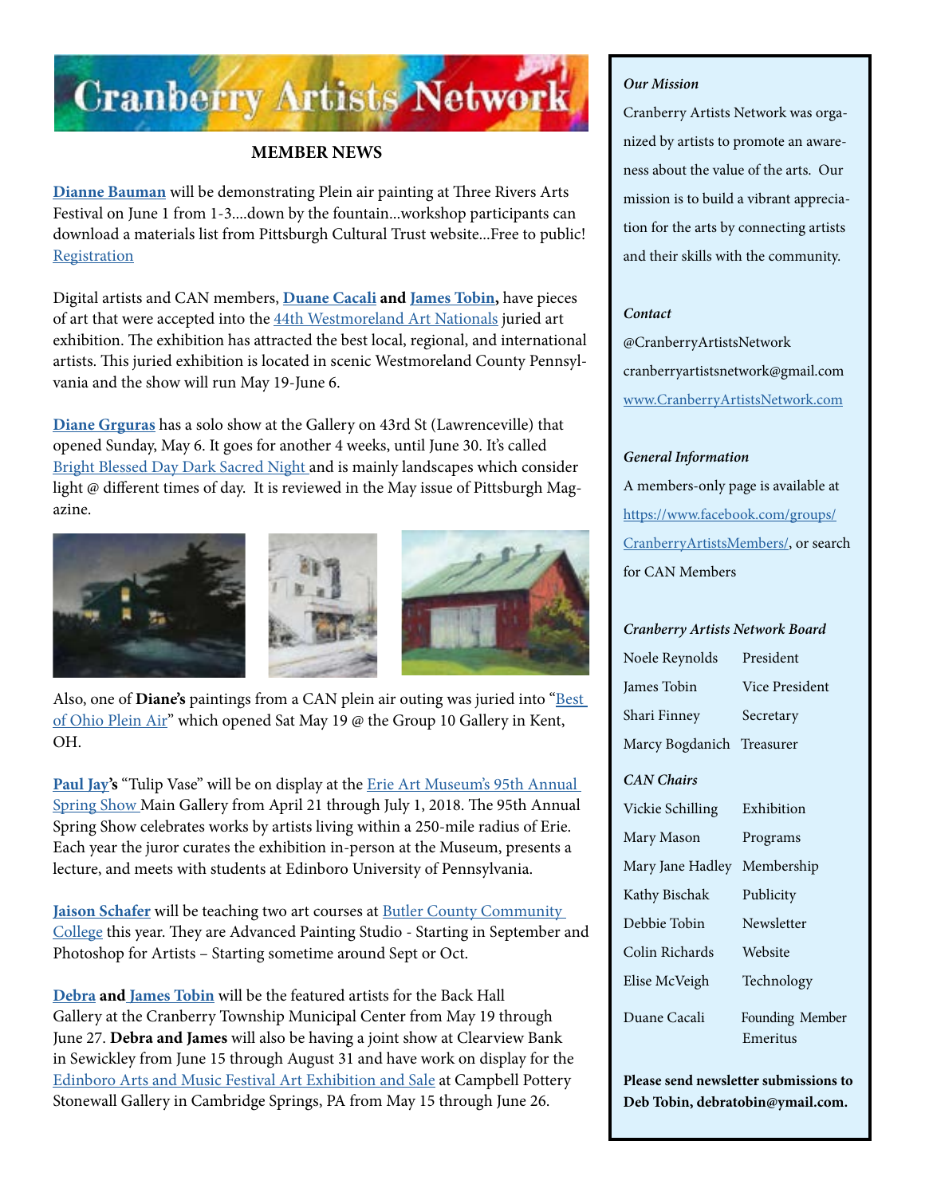# Cranberry Artists Network

## MEMBER NEWS

**Dianne Bauman** will be demonstrating Plein air painting at Three Rivers Arts Festival on June 1 from 1-3....down by the fountain...workshop participants can download a materials list from Pittsburgh Cultural Trust website...Free to public! Registration

Digital artists and CAN members, **Duane Cacali and James Tobin,** have pieces of art that were accepted into the 44th Westmoreland Art Nationals juried art exhibition. The exhibition has attracted the best local, regional, and international artists. This juried exhibition is located in scenic Westmoreland County Pennsylvania and the show will run May 19-June 6.

**Diane Grguras** has a solo show at the Gallery on 43rd St (Lawrenceville) that opened Sunday, May 6. It goes for another 4 weeks, until June 30. It's called Bright Blessed Day Dark Sacred Night and is mainly landscapes which consider light @ different times of day. It is reviewed in the May issue of Pittsburgh Magazine.

Also, one of **Diane's** paintings from a CAN plein air outing was juried into "Best of Ohio Plein Air" which opened Sat May 19 @ the Group 10 Gallery in Kent, OH.

**Paul Jay's** "Tulip Vase" will be on display at the Erie Art Museum's 95th Annual Spring Show Main Gallery from April 21 through July 1, 2018. The 95th Annual Spring Show celebrates works by artists living within a 250-mile radius of Erie. Each year the juror curates the exhibition in-person at the Museum, presents a lecture, and meets with students at Edinboro University of Pennsylvania.

**Jaison Schafer** will be teaching two art courses at Butler County Community College this year. They are Advanced Painting Studio - Starting in September and Photoshop for Artists – Starting sometime around Sept or Oct.

**Debra and James Tobin** will be the featured artists for the Back Hall Gallery at the Cranberry Township Municipal Center from May 19 through June 27. **Debra and James** will also be having a joint show at Clearview Bank in Sewickley from June 15 through August 31 and have work on display for the Edinboro Arts and Music Festival Art Exhibition and Sale at Campbell Pottery Stonewall Gallery in Cambridge Springs, PA from May 15 through June 26.

***Our Mission***

Cranberry Artists Network was organized by artists to promote an awareness about the value of the arts. Our mission is to build a vibrant appreciation for the arts by connecting artists and their skills with the community.

***Contact***

@CranberryArtistsNetwork
cranberryartistsnetwork@gmail.com
www.CranberryArtistsNetwork.com

***General Information***

A members-only page is available at https://www.facebook.com/groups/CranberryArtistsMembers/, or search for CAN Members

***Cranberry Artists Network Board***

| | |
|---|---|
| Noele Reynolds | President |
| James Tobin | Vice President |
| Shari Finney | Secretary |
| Marcy Bogdanich | Treasurer |

***CAN Chairs***

| | |
|---|---|
| Vickie Schilling | Exhibition |
| Mary Mason | Programs |
| Mary Jane Hadley | Membership |
| Kathy Bischak | Publicity |
| Debbie Tobin | Newsletter |
| Colin Richards | Website |
| Elise McVeigh | Technology |
| Duane Cacali | Founding Member Emeritus |

**Please send newsletter submissions to Deb Tobin, debratobin@ymail.com.**